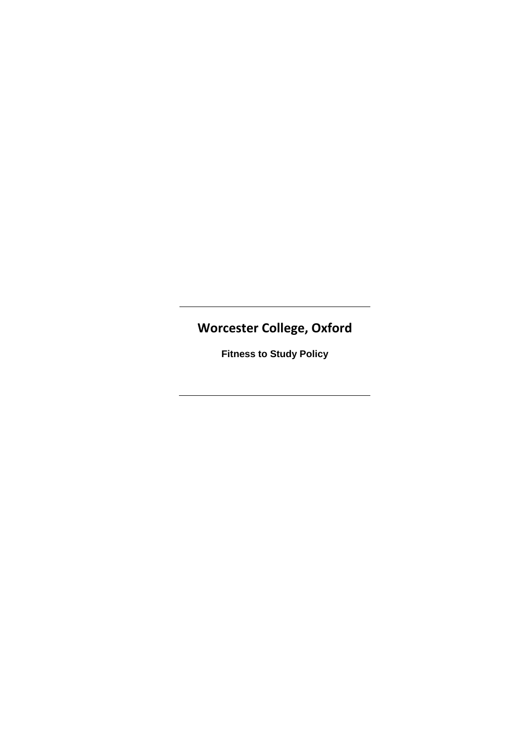---

# Worcester College, Oxford

**Fitness to Study Policy**

---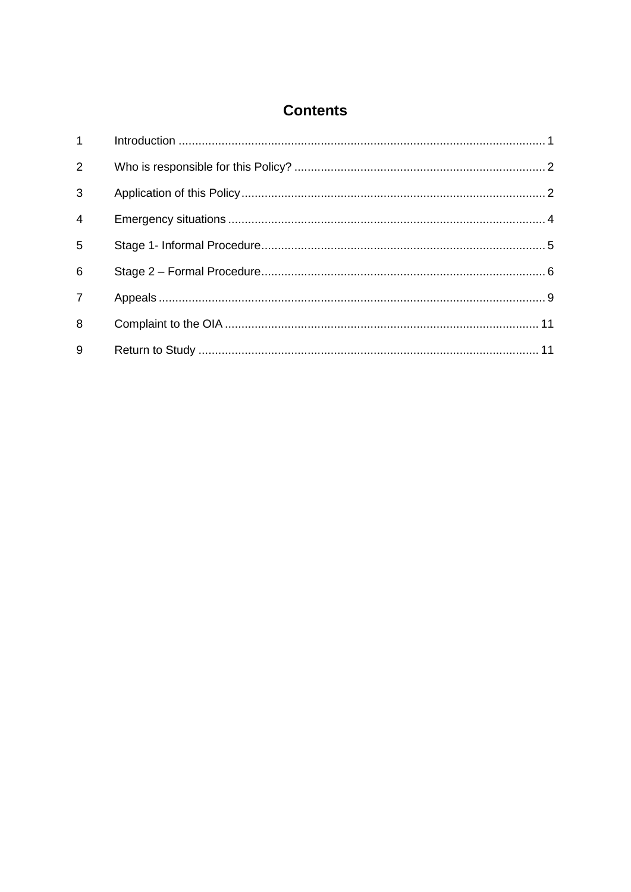# Contents

| | | |
|---|---|---|
| 1 | Introduction | 1 |
| 2 | Who is responsible for this Policy? | 2 |
| 3 | Application of this Policy | 2 |
| 4 | Emergency situations | 4 |
| 5 | Stage 1- Informal Procedure | 5 |
| 6 | Stage 2 – Formal Procedure | 6 |
| 7 | Appeals | 9 |
| 8 | Complaint to the OIA | 11 |
| 9 | Return to Study | 11 |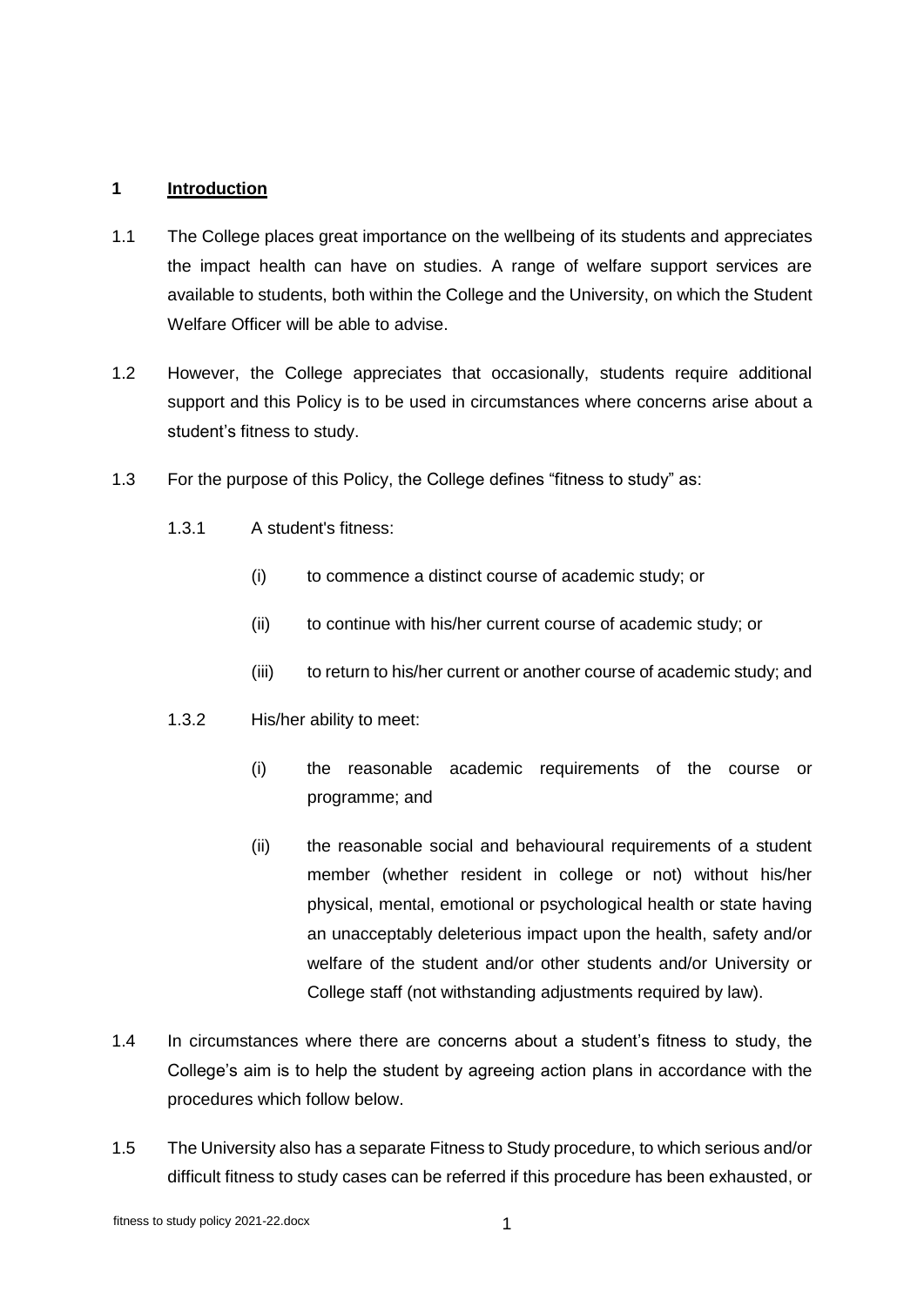## 1 Introduction

1.1 The College places great importance on the wellbeing of its students and appreciates the impact health can have on studies. A range of welfare support services are available to students, both within the College and the University, on which the Student Welfare Officer will be able to advise.

1.2 However, the College appreciates that occasionally, students require additional support and this Policy is to be used in circumstances where concerns arise about a student's fitness to study.

1.3 For the purpose of this Policy, the College defines "fitness to study" as:

1.3.1 A student's fitness:

(i) to commence a distinct course of academic study; or

(ii) to continue with his/her current course of academic study; or

(iii) to return to his/her current or another course of academic study; and

1.3.2 His/her ability to meet:

(i) the reasonable academic requirements of the course or programme; and

(ii) the reasonable social and behavioural requirements of a student member (whether resident in college or not) without his/her physical, mental, emotional or psychological health or state having an unacceptably deleterious impact upon the health, safety and/or welfare of the student and/or other students and/or University or College staff (not withstanding adjustments required by law).

1.4 In circumstances where there are concerns about a student's fitness to study, the College's aim is to help the student by agreeing action plans in accordance with the procedures which follow below.

1.5 The University also has a separate Fitness to Study procedure, to which serious and/or difficult fitness to study cases can be referred if this procedure has been exhausted, or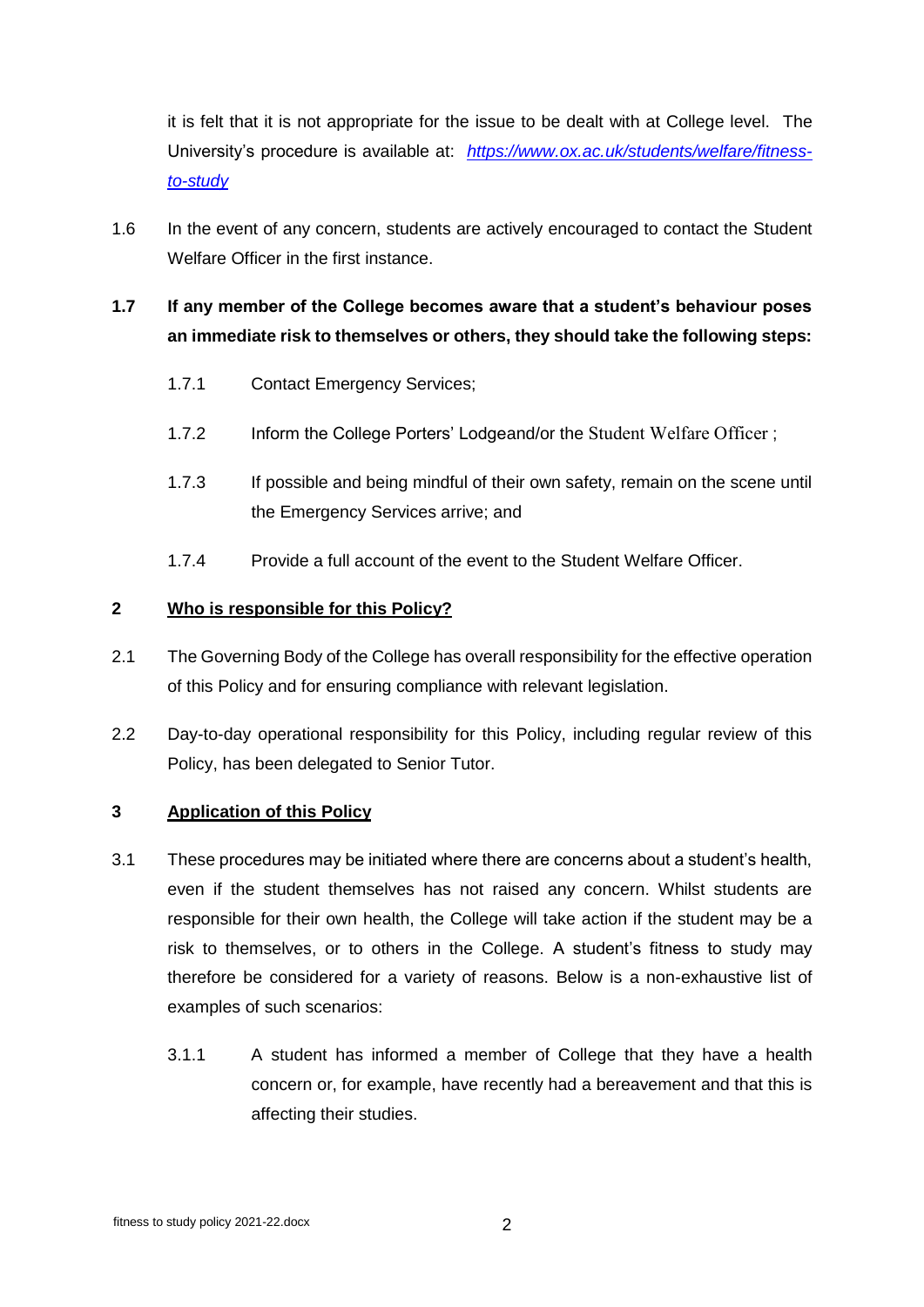it is felt that it is not appropriate for the issue to be dealt with at College level. The University's procedure is available at: *[https://www.ox.ac.uk/students/welfare/fitness-to-study](https://www.ox.ac.uk/students/welfare/fitness-to-study)*

1.6 In the event of any concern, students are actively encouraged to contact the Student Welfare Officer in the first instance.

**1.7 If any member of the College becomes aware that a student's behaviour poses an immediate risk to themselves or others, they should take the following steps:**

1.7.1 Contact Emergency Services;

1.7.2 Inform the College Porters' Lodgeand/or the Student Welfare Officer ;

1.7.3 If possible and being mindful of their own safety, remain on the scene until the Emergency Services arrive; and

1.7.4 Provide a full account of the event to the Student Welfare Officer.

## 2 Who is responsible for this Policy?

2.1 The Governing Body of the College has overall responsibility for the effective operation of this Policy and for ensuring compliance with relevant legislation.

2.2 Day-to-day operational responsibility for this Policy, including regular review of this Policy, has been delegated to Senior Tutor.

## 3 Application of this Policy

3.1 These procedures may be initiated where there are concerns about a student's health, even if the student themselves has not raised any concern. Whilst students are responsible for their own health, the College will take action if the student may be a risk to themselves, or to others in the College. A student's fitness to study may therefore be considered for a variety of reasons. Below is a non-exhaustive list of examples of such scenarios:

3.1.1 A student has informed a member of College that they have a health concern or, for example, have recently had a bereavement and that this is affecting their studies.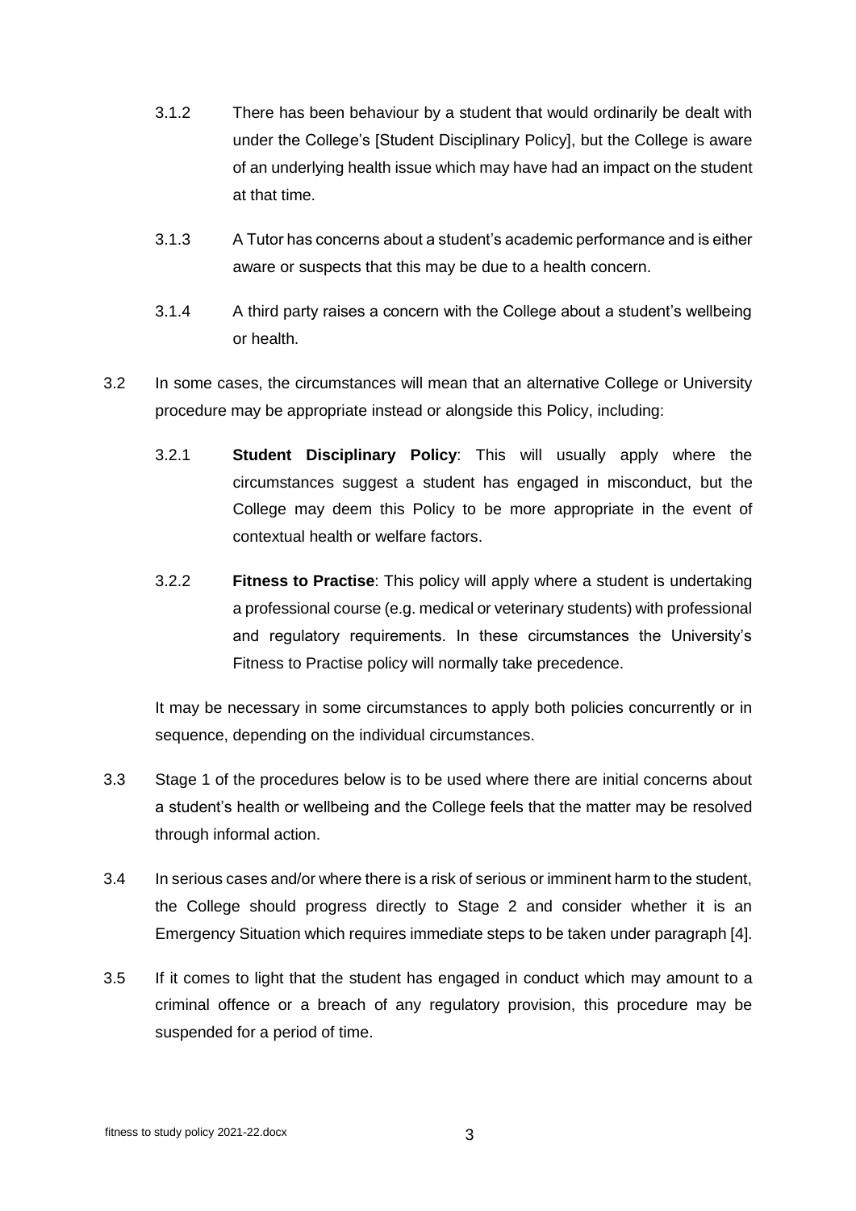3.1.2 There has been behaviour by a student that would ordinarily be dealt with under the College's [Student Disciplinary Policy], but the College is aware of an underlying health issue which may have had an impact on the student at that time.

3.1.3 A Tutor has concerns about a student's academic performance and is either aware or suspects that this may be due to a health concern.

3.1.4 A third party raises a concern with the College about a student's wellbeing or health.

3.2 In some cases, the circumstances will mean that an alternative College or University procedure may be appropriate instead or alongside this Policy, including:

3.2.1 **Student Disciplinary Policy**: This will usually apply where the circumstances suggest a student has engaged in misconduct, but the College may deem this Policy to be more appropriate in the event of contextual health or welfare factors.

3.2.2 **Fitness to Practise**: This policy will apply where a student is undertaking a professional course (e.g. medical or veterinary students) with professional and regulatory requirements. In these circumstances the University's Fitness to Practise policy will normally take precedence.

It may be necessary in some circumstances to apply both policies concurrently or in sequence, depending on the individual circumstances.

3.3 Stage 1 of the procedures below is to be used where there are initial concerns about a student's health or wellbeing and the College feels that the matter may be resolved through informal action.

3.4 In serious cases and/or where there is a risk of serious or imminent harm to the student, the College should progress directly to Stage 2 and consider whether it is an Emergency Situation which requires immediate steps to be taken under paragraph [4].

3.5 If it comes to light that the student has engaged in conduct which may amount to a criminal offence or a breach of any regulatory provision, this procedure may be suspended for a period of time.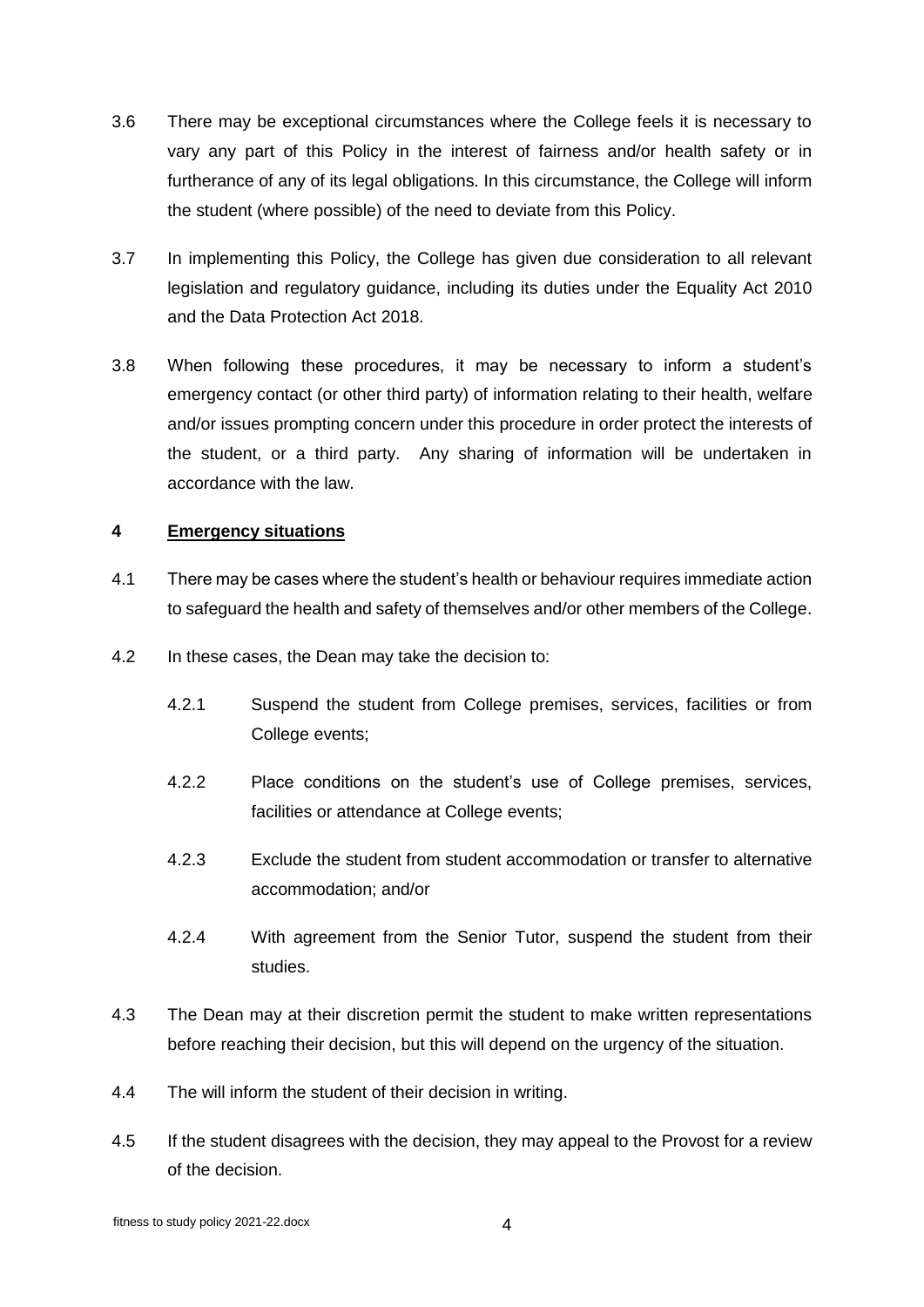3.6 There may be exceptional circumstances where the College feels it is necessary to vary any part of this Policy in the interest of fairness and/or health safety or in furtherance of any of its legal obligations. In this circumstance, the College will inform the student (where possible) of the need to deviate from this Policy.

3.7 In implementing this Policy, the College has given due consideration to all relevant legislation and regulatory guidance, including its duties under the Equality Act 2010 and the Data Protection Act 2018.

3.8 When following these procedures, it may be necessary to inform a student's emergency contact (or other third party) of information relating to their health, welfare and/or issues prompting concern under this procedure in order protect the interests of the student, or a third party. Any sharing of information will be undertaken in accordance with the law.

## 4 Emergency situations

4.1 There may be cases where the student's health or behaviour requires immediate action to safeguard the health and safety of themselves and/or other members of the College.

4.2 In these cases, the Dean may take the decision to:

4.2.1 Suspend the student from College premises, services, facilities or from College events;

4.2.2 Place conditions on the student's use of College premises, services, facilities or attendance at College events;

4.2.3 Exclude the student from student accommodation or transfer to alternative accommodation; and/or

4.2.4 With agreement from the Senior Tutor, suspend the student from their studies.

4.3 The Dean may at their discretion permit the student to make written representations before reaching their decision, but this will depend on the urgency of the situation.

4.4 The will inform the student of their decision in writing.

4.5 If the student disagrees with the decision, they may appeal to the Provost for a review of the decision.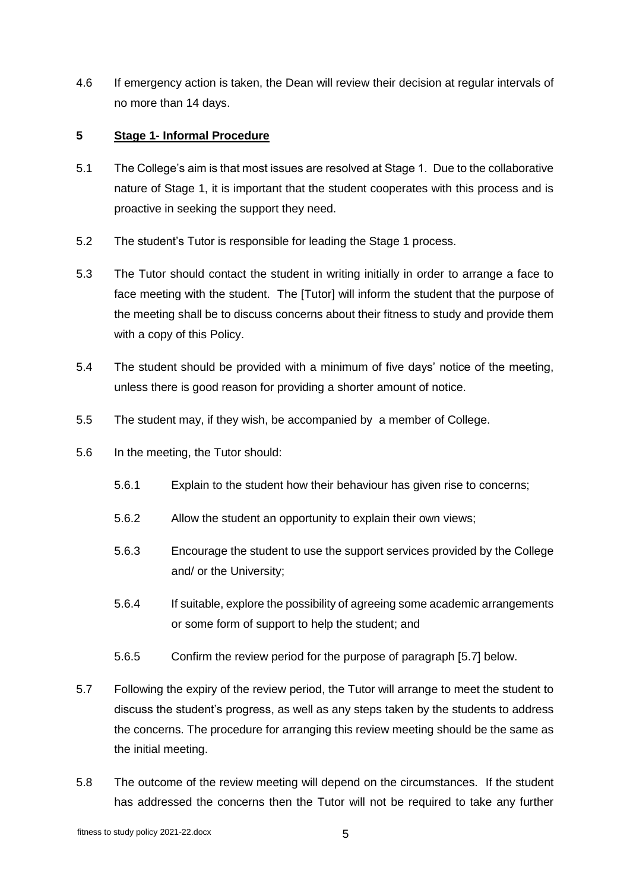4.6 If emergency action is taken, the Dean will review their decision at regular intervals of no more than 14 days.

## 5 Stage 1- Informal Procedure

5.1 The College's aim is that most issues are resolved at Stage 1. Due to the collaborative nature of Stage 1, it is important that the student cooperates with this process and is proactive in seeking the support they need.

5.2 The student's Tutor is responsible for leading the Stage 1 process.

5.3 The Tutor should contact the student in writing initially in order to arrange a face to face meeting with the student. The [Tutor] will inform the student that the purpose of the meeting shall be to discuss concerns about their fitness to study and provide them with a copy of this Policy.

5.4 The student should be provided with a minimum of five days' notice of the meeting, unless there is good reason for providing a shorter amount of notice.

5.5 The student may, if they wish, be accompanied by a member of College.

5.6 In the meeting, the Tutor should:

- 5.6.1 Explain to the student how their behaviour has given rise to concerns;
- 5.6.2 Allow the student an opportunity to explain their own views;
- 5.6.3 Encourage the student to use the support services provided by the College and/ or the University;
- 5.6.4 If suitable, explore the possibility of agreeing some academic arrangements or some form of support to help the student; and
- 5.6.5 Confirm the review period for the purpose of paragraph [5.7] below.

5.7 Following the expiry of the review period, the Tutor will arrange to meet the student to discuss the student's progress, as well as any steps taken by the students to address the concerns. The procedure for arranging this review meeting should be the same as the initial meeting.

5.8 The outcome of the review meeting will depend on the circumstances. If the student has addressed the concerns then the Tutor will not be required to take any further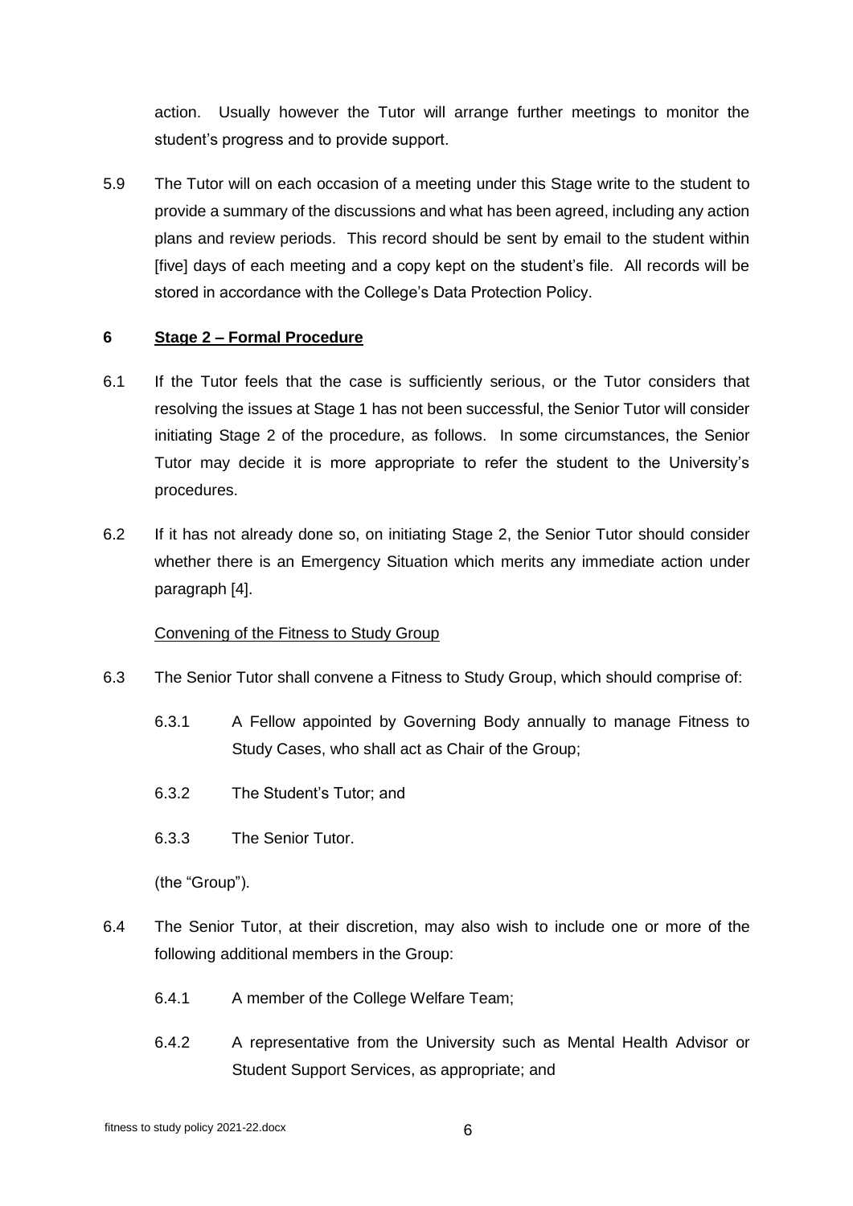action. Usually however the Tutor will arrange further meetings to monitor the student's progress and to provide support.

5.9 The Tutor will on each occasion of a meeting under this Stage write to the student to provide a summary of the discussions and what has been agreed, including any action plans and review periods. This record should be sent by email to the student within [five] days of each meeting and a copy kept on the student's file. All records will be stored in accordance with the College's Data Protection Policy.

## 6 Stage 2 – Formal Procedure

6.1 If the Tutor feels that the case is sufficiently serious, or the Tutor considers that resolving the issues at Stage 1 has not been successful, the Senior Tutor will consider initiating Stage 2 of the procedure, as follows. In some circumstances, the Senior Tutor may decide it is more appropriate to refer the student to the University's procedures.

6.2 If it has not already done so, on initiating Stage 2, the Senior Tutor should consider whether there is an Emergency Situation which merits any immediate action under paragraph [4].

Convening of the Fitness to Study Group

6.3 The Senior Tutor shall convene a Fitness to Study Group, which should comprise of:

6.3.1 A Fellow appointed by Governing Body annually to manage Fitness to Study Cases, who shall act as Chair of the Group;

6.3.2 The Student's Tutor; and

6.3.3 The Senior Tutor.

(the "Group").

6.4 The Senior Tutor, at their discretion, may also wish to include one or more of the following additional members in the Group:

6.4.1 A member of the College Welfare Team;

6.4.2 A representative from the University such as Mental Health Advisor or Student Support Services, as appropriate; and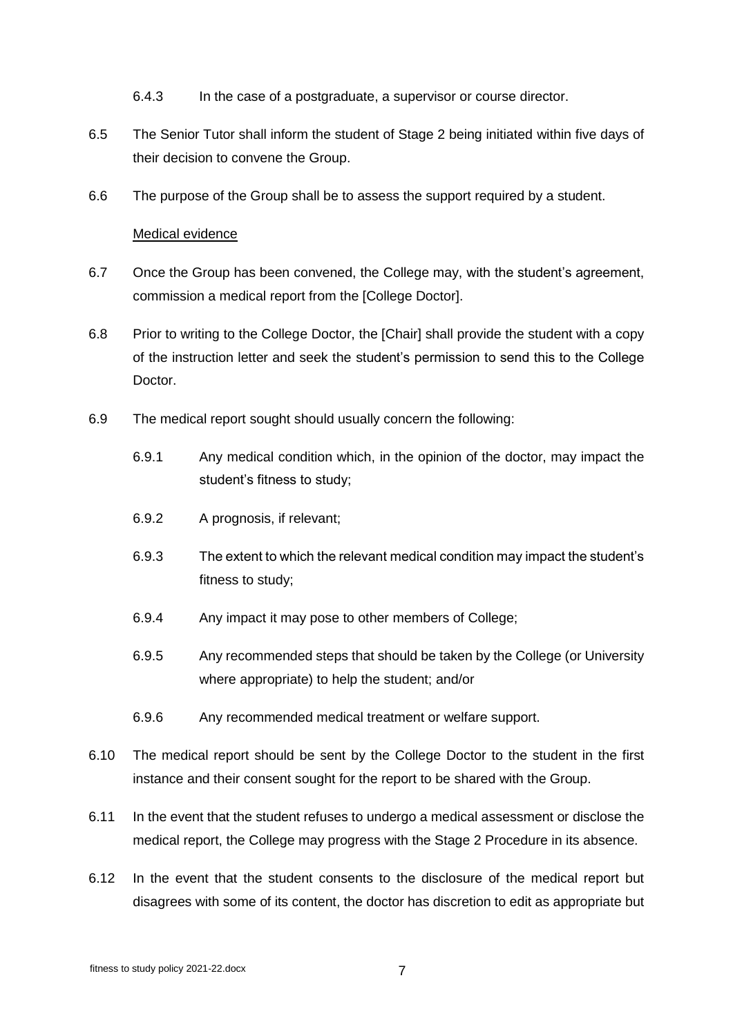6.4.3 In the case of a postgraduate, a supervisor or course director.

6.5 The Senior Tutor shall inform the student of Stage 2 being initiated within five days of their decision to convene the Group.

6.6 The purpose of the Group shall be to assess the support required by a student.

<u>Medical evidence</u>

6.7 Once the Group has been convened, the College may, with the student's agreement, commission a medical report from the [College Doctor].

6.8 Prior to writing to the College Doctor, the [Chair] shall provide the student with a copy of the instruction letter and seek the student's permission to send this to the College Doctor.

6.9 The medical report sought should usually concern the following:

6.9.1 Any medical condition which, in the opinion of the doctor, may impact the student's fitness to study;

6.9.2 A prognosis, if relevant;

6.9.3 The extent to which the relevant medical condition may impact the student's fitness to study;

6.9.4 Any impact it may pose to other members of College;

6.9.5 Any recommended steps that should be taken by the College (or University where appropriate) to help the student; and/or

6.9.6 Any recommended medical treatment or welfare support.

6.10 The medical report should be sent by the College Doctor to the student in the first instance and their consent sought for the report to be shared with the Group.

6.11 In the event that the student refuses to undergo a medical assessment or disclose the medical report, the College may progress with the Stage 2 Procedure in its absence.

6.12 In the event that the student consents to the disclosure of the medical report but disagrees with some of its content, the doctor has discretion to edit as appropriate but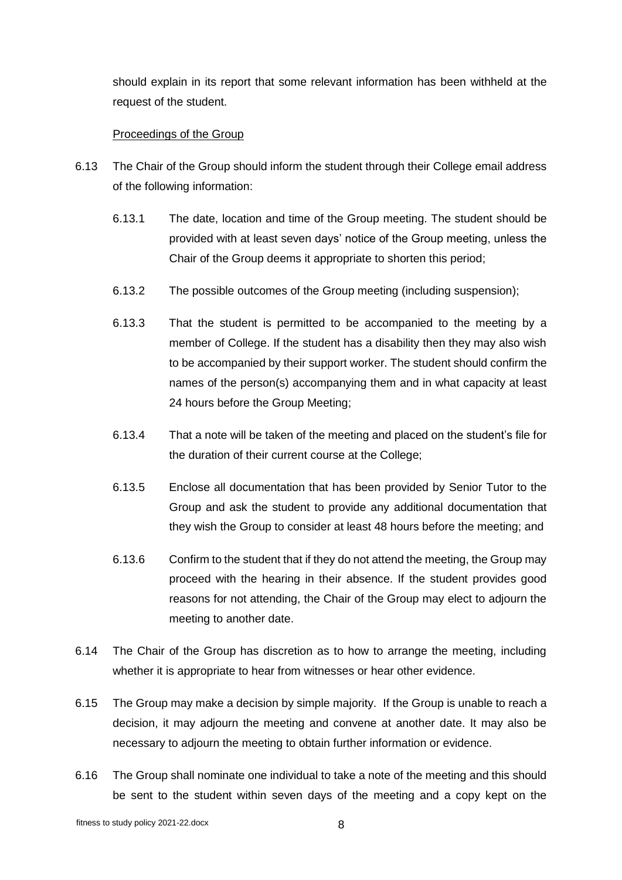should explain in its report that some relevant information has been withheld at the request of the student.

Proceedings of the Group

6.13 The Chair of the Group should inform the student through their College email address of the following information:

6.13.1 The date, location and time of the Group meeting. The student should be provided with at least seven days' notice of the Group meeting, unless the Chair of the Group deems it appropriate to shorten this period;

6.13.2 The possible outcomes of the Group meeting (including suspension);

6.13.3 That the student is permitted to be accompanied to the meeting by a member of College. If the student has a disability then they may also wish to be accompanied by their support worker. The student should confirm the names of the person(s) accompanying them and in what capacity at least 24 hours before the Group Meeting;

6.13.4 That a note will be taken of the meeting and placed on the student's file for the duration of their current course at the College;

6.13.5 Enclose all documentation that has been provided by Senior Tutor to the Group and ask the student to provide any additional documentation that they wish the Group to consider at least 48 hours before the meeting; and

6.13.6 Confirm to the student that if they do not attend the meeting, the Group may proceed with the hearing in their absence. If the student provides good reasons for not attending, the Chair of the Group may elect to adjourn the meeting to another date.

6.14 The Chair of the Group has discretion as to how to arrange the meeting, including whether it is appropriate to hear from witnesses or hear other evidence.

6.15 The Group may make a decision by simple majority. If the Group is unable to reach a decision, it may adjourn the meeting and convene at another date. It may also be necessary to adjourn the meeting to obtain further information or evidence.

6.16 The Group shall nominate one individual to take a note of the meeting and this should be sent to the student within seven days of the meeting and a copy kept on the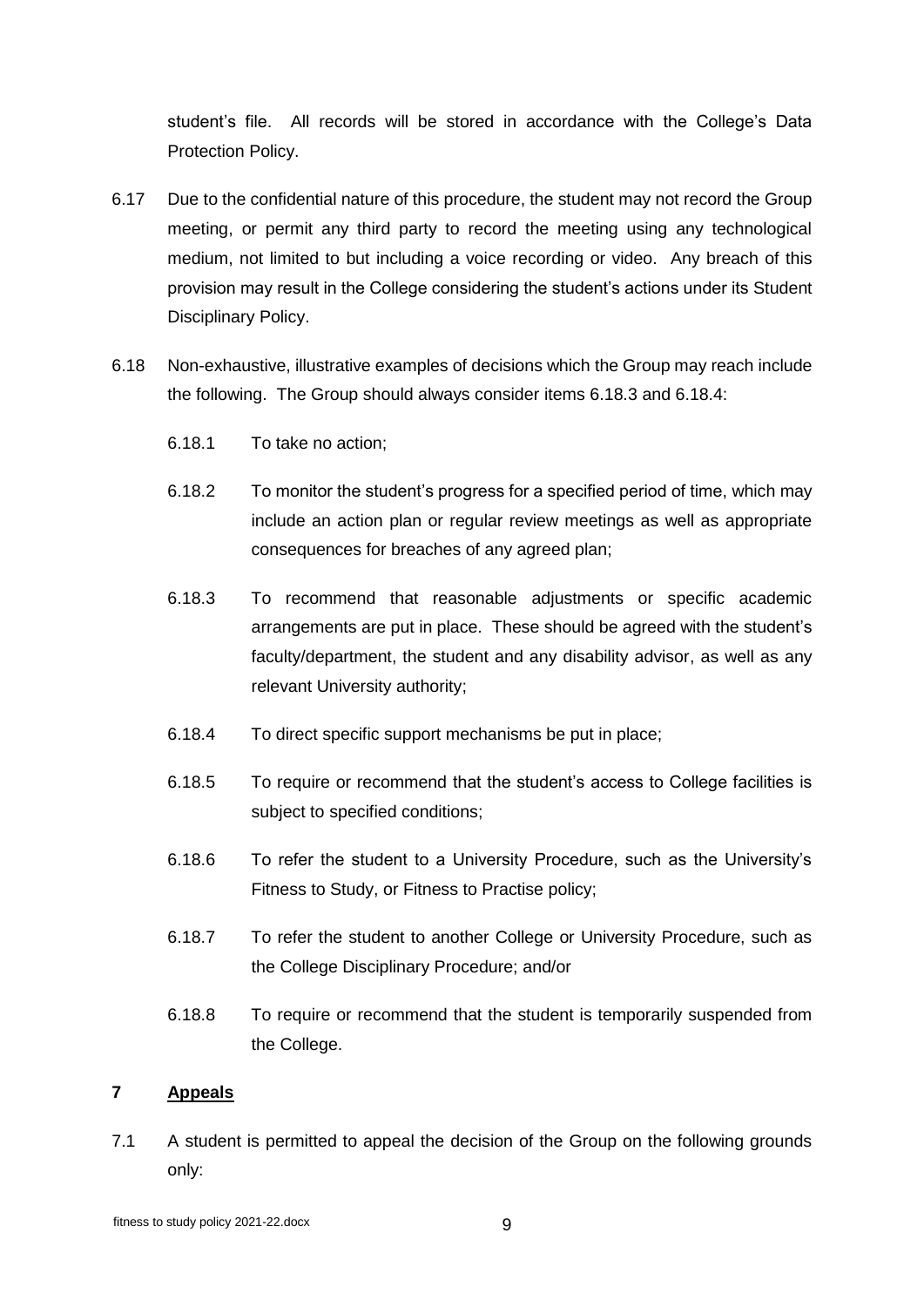student's file. All records will be stored in accordance with the College's Data Protection Policy.

6.17 Due to the confidential nature of this procedure, the student may not record the Group meeting, or permit any third party to record the meeting using any technological medium, not limited to but including a voice recording or video. Any breach of this provision may result in the College considering the student's actions under its Student Disciplinary Policy.

6.18 Non-exhaustive, illustrative examples of decisions which the Group may reach include the following. The Group should always consider items 6.18.3 and 6.18.4:

6.18.1 To take no action;

6.18.2 To monitor the student's progress for a specified period of time, which may include an action plan or regular review meetings as well as appropriate consequences for breaches of any agreed plan;

6.18.3 To recommend that reasonable adjustments or specific academic arrangements are put in place. These should be agreed with the student's faculty/department, the student and any disability advisor, as well as any relevant University authority;

6.18.4 To direct specific support mechanisms be put in place;

6.18.5 To require or recommend that the student's access to College facilities is subject to specified conditions;

6.18.6 To refer the student to a University Procedure, such as the University's Fitness to Study, or Fitness to Practise policy;

6.18.7 To refer the student to another College or University Procedure, such as the College Disciplinary Procedure; and/or

6.18.8 To require or recommend that the student is temporarily suspended from the College.

## 7 Appeals

7.1 A student is permitted to appeal the decision of the Group on the following grounds only: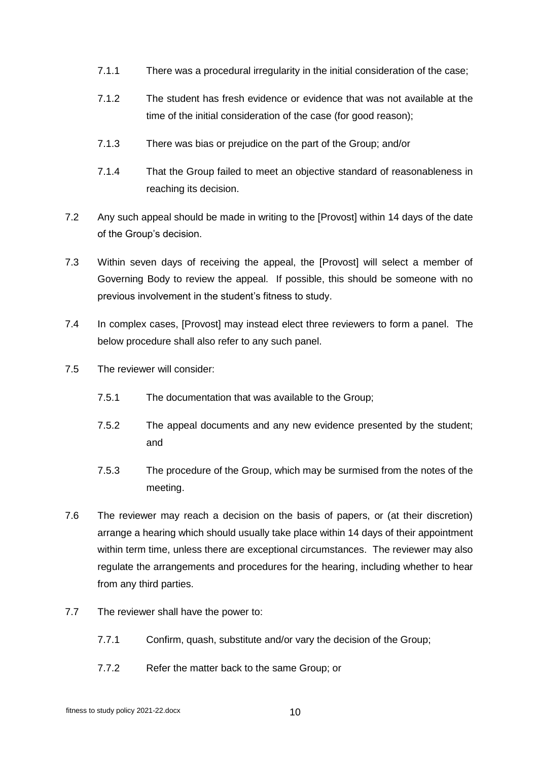7.1.1 There was a procedural irregularity in the initial consideration of the case;

7.1.2 The student has fresh evidence or evidence that was not available at the time of the initial consideration of the case (for good reason);

7.1.3 There was bias or prejudice on the part of the Group; and/or

7.1.4 That the Group failed to meet an objective standard of reasonableness in reaching its decision.

7.2 Any such appeal should be made in writing to the [Provost] within 14 days of the date of the Group's decision.

7.3 Within seven days of receiving the appeal, the [Provost] will select a member of Governing Body to review the appeal. If possible, this should be someone with no previous involvement in the student's fitness to study.

7.4 In complex cases, [Provost] may instead elect three reviewers to form a panel. The below procedure shall also refer to any such panel.

7.5 The reviewer will consider:

7.5.1 The documentation that was available to the Group;

7.5.2 The appeal documents and any new evidence presented by the student; and

7.5.3 The procedure of the Group, which may be surmised from the notes of the meeting.

7.6 The reviewer may reach a decision on the basis of papers, or (at their discretion) arrange a hearing which should usually take place within 14 days of their appointment within term time, unless there are exceptional circumstances. The reviewer may also regulate the arrangements and procedures for the hearing, including whether to hear from any third parties.

7.7 The reviewer shall have the power to:

7.7.1 Confirm, quash, substitute and/or vary the decision of the Group;

7.7.2 Refer the matter back to the same Group; or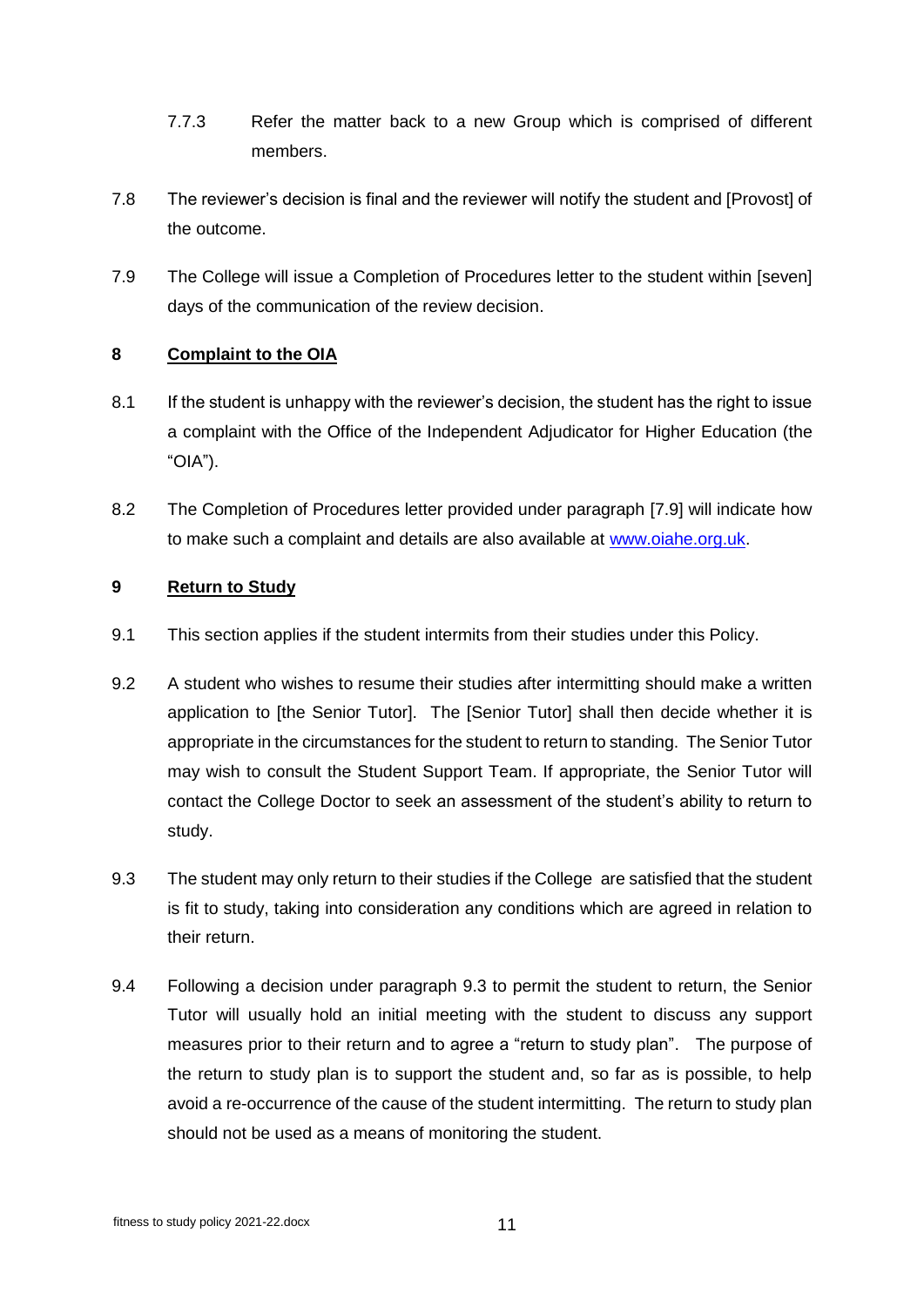7.7.3 Refer the matter back to a new Group which is comprised of different members.

7.8 The reviewer's decision is final and the reviewer will notify the student and [Provost] of the outcome.

7.9 The College will issue a Completion of Procedures letter to the student within [seven] days of the communication of the review decision.

## 8 Complaint to the OIA

8.1 If the student is unhappy with the reviewer's decision, the student has the right to issue a complaint with the Office of the Independent Adjudicator for Higher Education (the "OIA").

8.2 The Completion of Procedures letter provided under paragraph [7.9] will indicate how to make such a complaint and details are also available at [www.oiahe.org.uk](http://www.oiahe.org.uk).

## 9 Return to Study

9.1 This section applies if the student intermits from their studies under this Policy.

9.2 A student who wishes to resume their studies after intermitting should make a written application to [the Senior Tutor]. The [Senior Tutor] shall then decide whether it is appropriate in the circumstances for the student to return to standing. The Senior Tutor may wish to consult the Student Support Team. If appropriate, the Senior Tutor will contact the College Doctor to seek an assessment of the student's ability to return to study.

9.3 The student may only return to their studies if the College are satisfied that the student is fit to study, taking into consideration any conditions which are agreed in relation to their return.

9.4 Following a decision under paragraph 9.3 to permit the student to return, the Senior Tutor will usually hold an initial meeting with the student to discuss any support measures prior to their return and to agree a "return to study plan". The purpose of the return to study plan is to support the student and, so far as is possible, to help avoid a re-occurrence of the cause of the student intermitting. The return to study plan should not be used as a means of monitoring the student.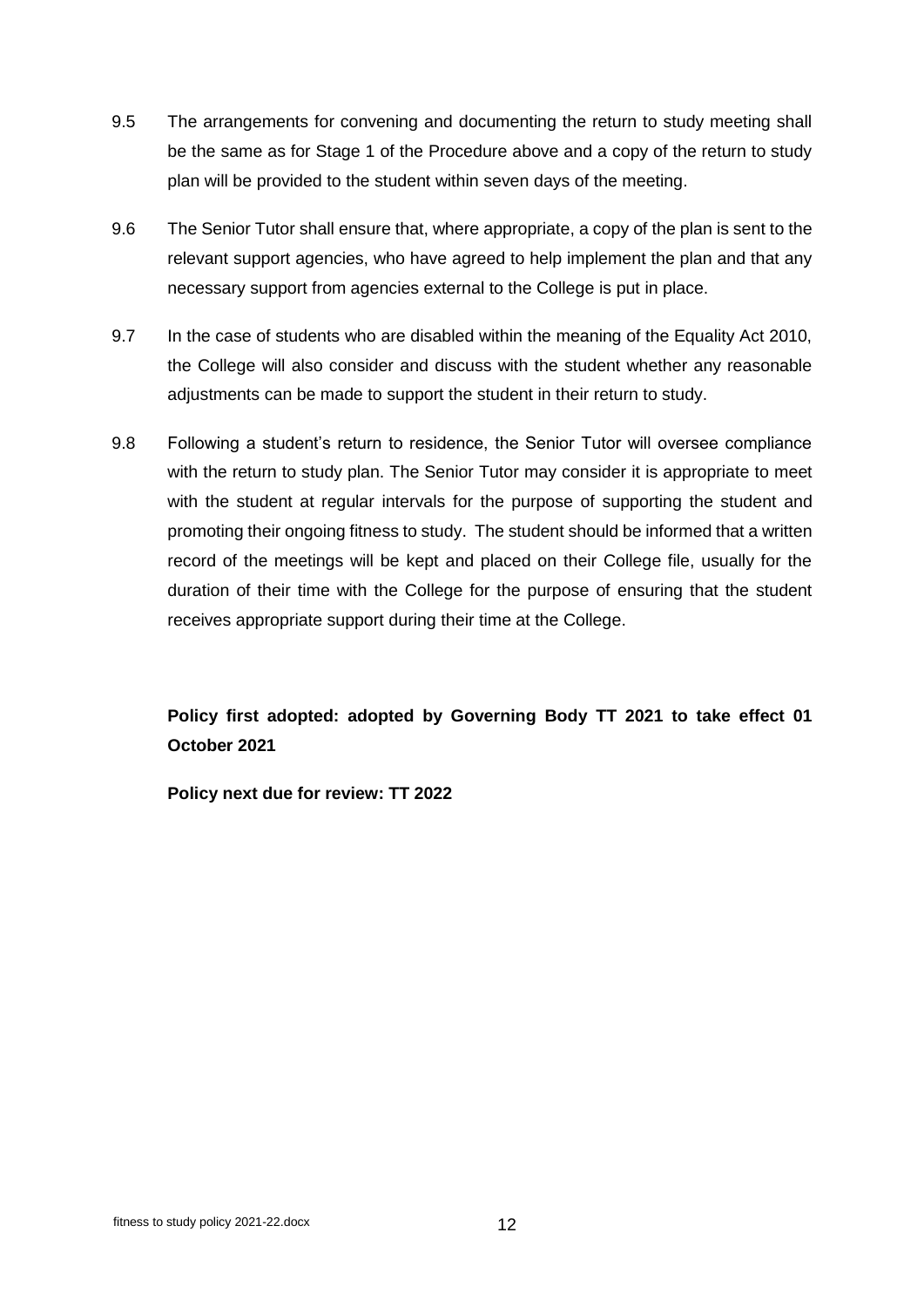9.5 The arrangements for convening and documenting the return to study meeting shall be the same as for Stage 1 of the Procedure above and a copy of the return to study plan will be provided to the student within seven days of the meeting.

9.6 The Senior Tutor shall ensure that, where appropriate, a copy of the plan is sent to the relevant support agencies, who have agreed to help implement the plan and that any necessary support from agencies external to the College is put in place.

9.7 In the case of students who are disabled within the meaning of the Equality Act 2010, the College will also consider and discuss with the student whether any reasonable adjustments can be made to support the student in their return to study.

9.8 Following a student's return to residence, the Senior Tutor will oversee compliance with the return to study plan. The Senior Tutor may consider it is appropriate to meet with the student at regular intervals for the purpose of supporting the student and promoting their ongoing fitness to study. The student should be informed that a written record of the meetings will be kept and placed on their College file, usually for the duration of their time with the College for the purpose of ensuring that the student receives appropriate support during their time at the College.

**Policy first adopted: adopted by Governing Body TT 2021 to take effect 01 October 2021**

**Policy next due for review: TT 2022**